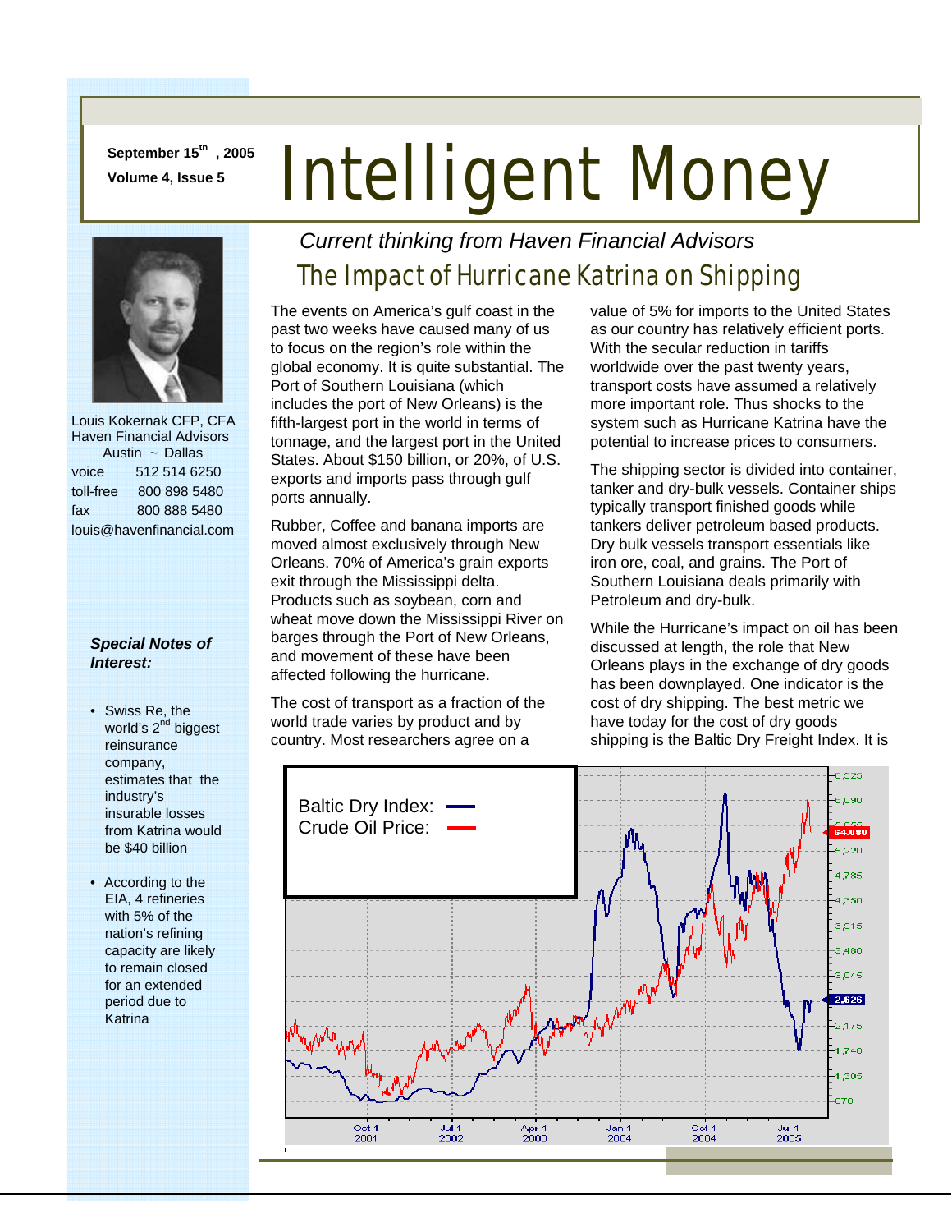September 15th, 2005

Volume 4, Issue 5

# Intelligent Money

*Current thinking from Haven Financial Advisors*

## The Impact of Hurricane Katrina on Shipping

The events on America's gulf coast in the past two weeks have caused many of us to focus on the region's role within the global economy. It is quite substantial. The Port of Southern Louisiana (which includes the port of New Orleans) is the fifth-largest port in the world in terms of tonnage, and the largest port in the United States. About $150 billion, or 20%, of U.S. exports and imports pass through gulf ports annually.

Rubber, Coffee and banana imports are moved almost exclusively through New Orleans. 70% of America's grain exports exit through the Mississippi delta. Products such as soybean, corn and wheat move down the Mississippi River on barges through the Port of New Orleans, and movement of these have been affected following the hurricane.

The cost of transport as a fraction of the world trade varies by product and by country. Most researchers agree on a value of 5% for imports to the United States as our country has relatively efficient ports. With the secular reduction in tariffs worldwide over the past twenty years, transport costs have assumed a relatively more important role. Thus shocks to the system such as Hurricane Katrina have the potential to increase prices to consumers.

The shipping sector is divided into container, tanker and dry-bulk vessels. Container ships typically transport finished goods while tankers deliver petroleum based products. Dry bulk vessels transport essentials like iron ore, coal, and grains. The Port of Southern Louisiana deals primarily with Petroleum and dry-bulk.

While the Hurricane's impact on oil has been discussed at length, the role that New Orleans plays in the exchange of dry goods has been downplayed. One indicator is the cost of dry shipping. The best metric we have today for the cost of dry goods shipping is the Baltic Dry Freight Index. It is

Baltic Dry Index: (blue)
Crude Oil Price: (red)

Louis Kokernak CFP, CFA
Haven Financial Advisors
Austin ~ Dallas

| | |
|---|---|
| voice | 512 514 6250 |
| toll-free | 800 898 5480 |
| fax | 800 888 5480 |

louis@havenfinancial.com

***Special Notes of Interest:***

- Swiss Re, the world's 2nd biggest reinsurance company, estimates that the industry's insurable losses from Katrina would be $40 billion
- According to the EIA, 4 refineries with 5% of the nation's refining capacity are likely to remain closed for an extended period due to Katrina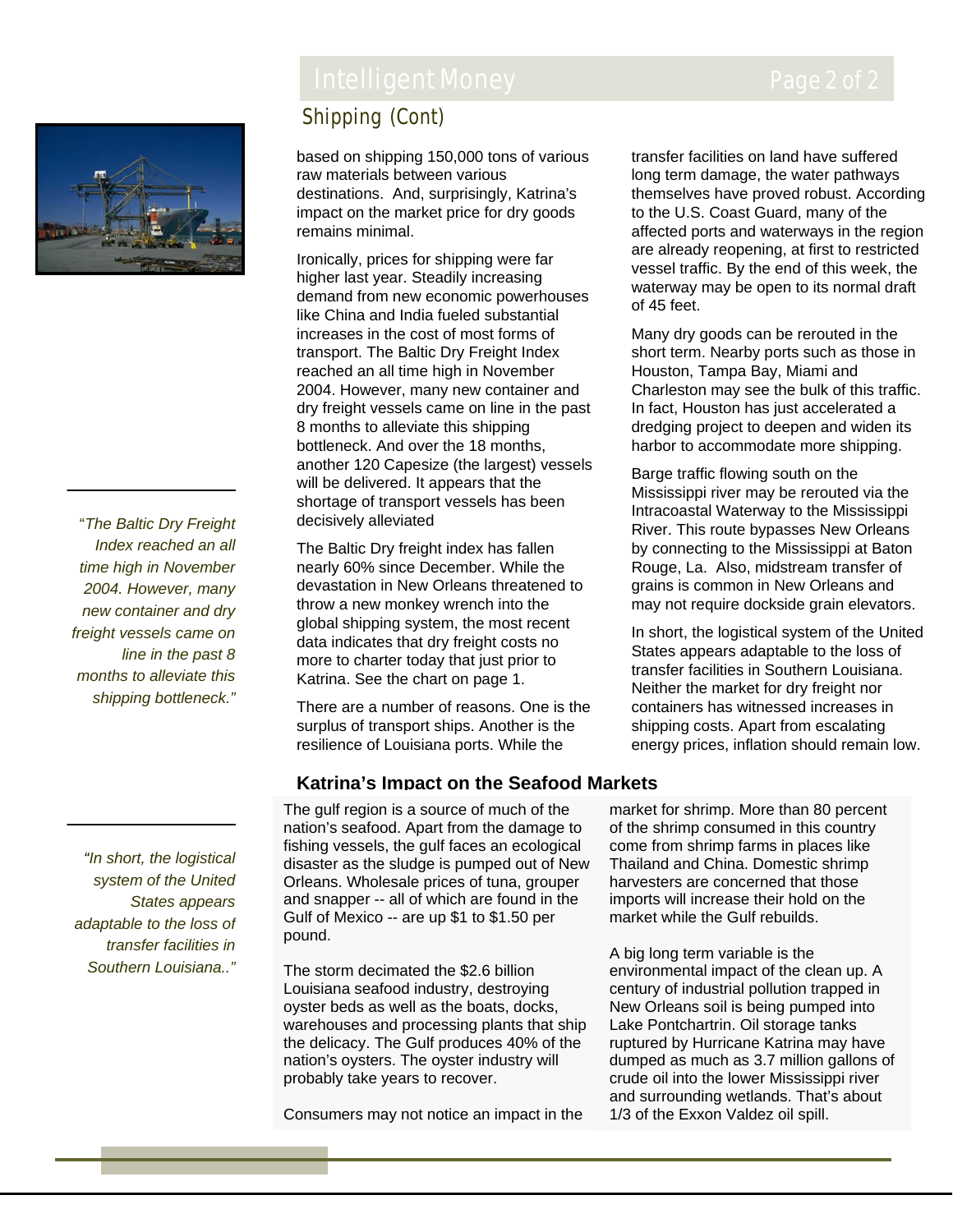## Shipping (Cont)

based on shipping 150,000 tons of various raw materials between various destinations. And, surprisingly, Katrina's impact on the market price for dry goods remains minimal.

Ironically, prices for shipping were far higher last year. Steadily increasing demand from new economic powerhouses like China and India fueled substantial increases in the cost of most forms of transport. The Baltic Dry Freight Index reached an all time high in November 2004. However, many new container and dry freight vessels came on line in the past 8 months to alleviate this shipping bottleneck. And over the 18 months, another 120 Capesize (the largest) vessels will be delivered. It appears that the shortage of transport vessels has been decisively alleviated

The Baltic Dry freight index has fallen nearly 60% since December. While the devastation in New Orleans threatened to throw a new monkey wrench into the global shipping system, the most recent data indicates that dry freight costs no more to charter today that just prior to Katrina. See the chart on page 1.

There are a number of reasons. One is the surplus of transport ships. Another is the resilience of Louisiana ports. While the transfer facilities on land have suffered long term damage, the water pathways themselves have proved robust. According to the U.S. Coast Guard, many of the affected ports and waterways in the region are already reopening, at first to restricted vessel traffic. By the end of this week, the waterway may be open to its normal draft of 45 feet.

Many dry goods can be rerouted in the short term. Nearby ports such as those in Houston, Tampa Bay, Miami and Charleston may see the bulk of this traffic. In fact, Houston has just accelerated a dredging project to deepen and widen its harbor to accommodate more shipping.

Barge traffic flowing south on the Mississippi river may be rerouted via the Intracoastal Waterway to the Mississippi River. This route bypasses New Orleans by connecting to the Mississippi at Baton Rouge, La. Also, midstream transfer of grains is common in New Orleans and may not require dockside grain elevators.

In short, the logistical system of the United States appears adaptable to the loss of transfer facilities in Southern Louisiana. Neither the market for dry freight nor containers has witnessed increases in shipping costs. Apart from escalating energy prices, inflation should remain low.

*"The Baltic Dry Freight Index reached an all time high in November 2004. However, many new container and dry freight vessels came on line in the past 8 months to alleviate this shipping bottleneck."*

*"In short, the logistical system of the United States appears adaptable to the loss of transfer facilities in Southern Louisiana.."*

### Katrina's Impact on the Seafood Markets

The gulf region is a source of much of the nation's seafood. Apart from the damage to fishing vessels, the gulf faces an ecological disaster as the sludge is pumped out of New Orleans. Wholesale prices of tuna, grouper and snapper -- all of which are found in the Gulf of Mexico -- are up $1 to $1.50 per pound.

The storm decimated the $2.6 billion Louisiana seafood industry, destroying oyster beds as well as the boats, docks, warehouses and processing plants that ship the delicacy. The Gulf produces 40% of the nation's oysters. The oyster industry will probably take years to recover.

Consumers may not notice an impact in the market for shrimp. More than 80 percent of the shrimp consumed in this country come from shrimp farms in places like Thailand and China. Domestic shrimp harvesters are concerned that those imports will increase their hold on the market while the Gulf rebuilds.

A big long term variable is the environmental impact of the clean up. A century of industrial pollution trapped in New Orleans soil is being pumped into Lake Pontchartrin. Oil storage tanks ruptured by Hurricane Katrina may have dumped as much as 3.7 million gallons of crude oil into the lower Mississippi river and surrounding wetlands. That's about 1/3 of the Exxon Valdez oil spill.